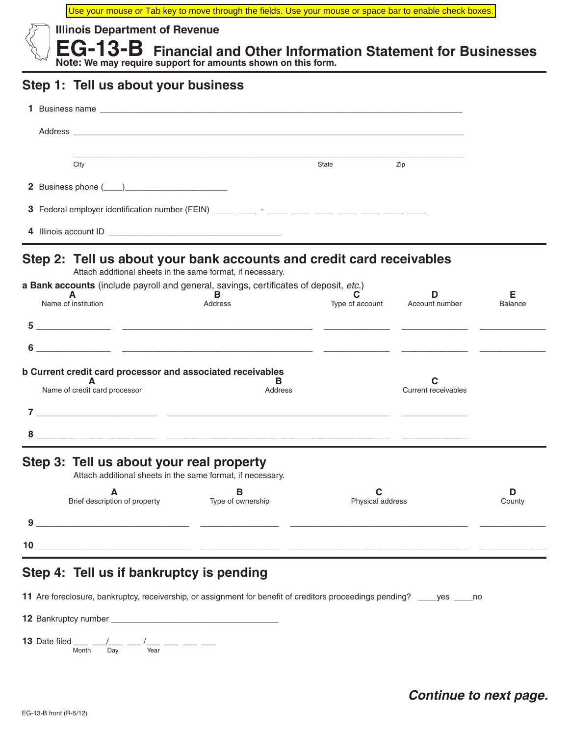Use your mouse or Tab key to move through the fields. Use your mouse or space bar to enable check boxes.

Illinois Department of Revenue

# EG-13-B Financial and Other Information Statement for Businesses

**Note: We may require support for amounts shown on this form.**

## Step 1: Tell us about your business

**1** Business name ____________________________________________

Address ____________________________________________

____________________________________________
City State Zip

**2** Business phone (____)______________________

**3** Federal employer identification number (FEIN) ____ ____ - ____ ____ ____ ____ ____ ____ ____

**4** Illinois account ID ____________________________________

## Step 2: Tell us about your bank accounts and credit card receivables

Attach additional sheets in the same format, if necessary.

**a Bank accounts** (include payroll and general, savings, certificates of deposit, *etc.*)

| | A Name of institution | B Address | C Type of account | D Account number | E Balance |
|---|---|---|---|---|---|
| 5 | | | | | |
| 6 | | | | | |

**b Current credit card processor and associated receivables**

| | A Name of credit card processor | B Address | C Current receivables |
|---|---|---|---|
| 7 | | | |
| 8 | | | |

## Step 3: Tell us about your real property

Attach additional sheets in the same format, if necessary.

| | A Brief description of property | B Type of ownership | C Physical address | D County |
|---|---|---|---|---|
| 9 | | | | |
| 10 | | | | |

## Step 4: Tell us if bankruptcy is pending

**11** Are foreclosure, bankruptcy, receivership, or assignment for benefit of creditors proceedings pending? ____yes ____no

**12** Bankruptcy number ____________________________________

**13** Date filed ___ ___/___ ___/___ ___ ___ ___
Month Day Year

***Continue to next page.***

EG-13-B front (R-5/12)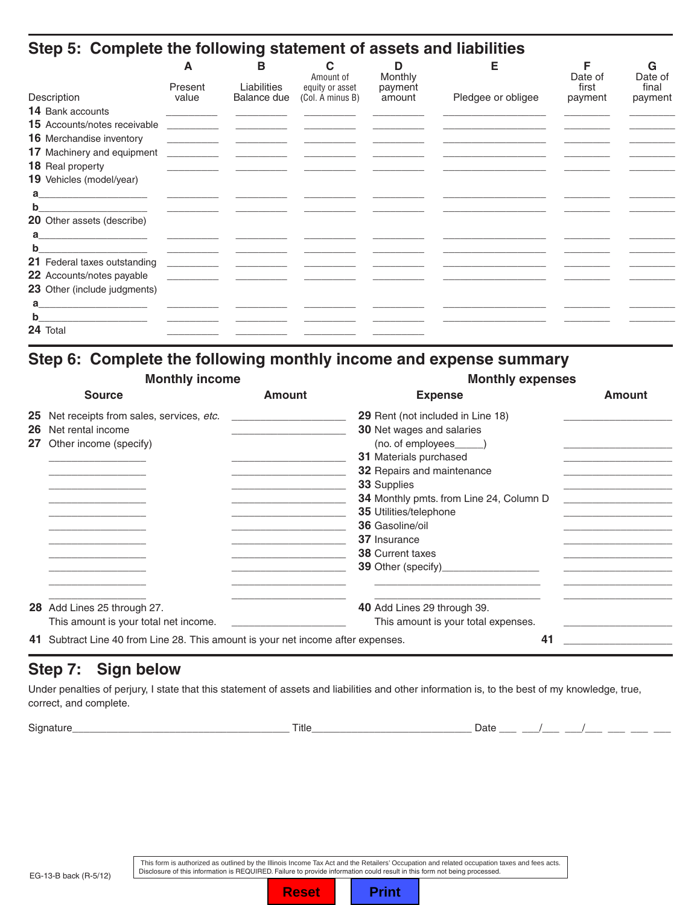## Step 5: Complete the following statement of assets and liabilities

| Description | A<br>Present value | B<br>Liabilities Balance due | C<br>Amount of equity or asset (Col. A minus B) | D<br>Monthly payment amount | E<br>Pledgee or obligee | F<br>Date of first payment | G<br>Date of final payment |
|---|---|---|---|---|---|---|---|
| **14** Bank accounts | | | | | | | |
| **15** Accounts/notes receivable | | | | | | | |
| **16** Merchandise inventory | | | | | | | |
| **17** Machinery and equipment | | | | | | | |
| **18** Real property | | | | | | | |
| **19** Vehicles (model/year) | | | | | | | |
| **a**__________________ | | | | | | | |
| **b**__________________ | | | | | | | |
| **20** Other assets (describe) | | | | | | | |
| **a**__________________ | | | | | | | |
| **b**__________________ | | | | | | | |
| **21** Federal taxes outstanding | | | | | | | |
| **22** Accounts/notes payable | | | | | | | |
| **23** Other (include judgments) | | | | | | | |
| **a**__________________ | | | | | | | |
| **b**__________________ | | | | | | | |
| **24** Total | | | | | | | |

## Step 6: Complete the following monthly income and expense summary

| Monthly income – Source | Amount | Monthly expenses – Expense | Amount |
|---|---|---|---|
| **25** Net receipts from sales, services, *etc.* | | **29** Rent (not included in Line 18) | |
| **26** Net rental income | | **30** Net wages and salaries (no. of employees_____) | |
| **27** Other income (specify) | | **31** Materials purchased | |
| | | **32** Repairs and maintenance | |
| | | **33** Supplies | |
| | | **34** Monthly pmts. from Line 24, Column D | |
| | | **35** Utilities/telephone | |
| | | **36** Gasoline/oil | |
| | | **37** Insurance | |
| | | **38** Current taxes | |
| | | **39** Other (specify)________________ | |
| | | | |
| | | | |
| **28** Add Lines 25 through 27. This amount is your total net income. | | **40** Add Lines 29 through 39. This amount is your total expenses. | |

**41** Subtract Line 40 from Line 28. This amount is your net income after expenses. **41** ________________

## Step 7: Sign below

Under penalties of perjury, I state that this statement of assets and liabilities and other information is, to the best of my knowledge, true, correct, and complete.

Signature____________________________________ Title__________________________ Date ___ ___/___ ___/___ ___ ___ ___

EG-13-B back (R-5/12)

This form is authorized as outlined by the Illinois Income Tax Act and the Retailers' Occupation and related occupation taxes and fees acts. Disclosure of this information is REQUIRED. Failure to provide information could result in this form not being processed.

Reset Print